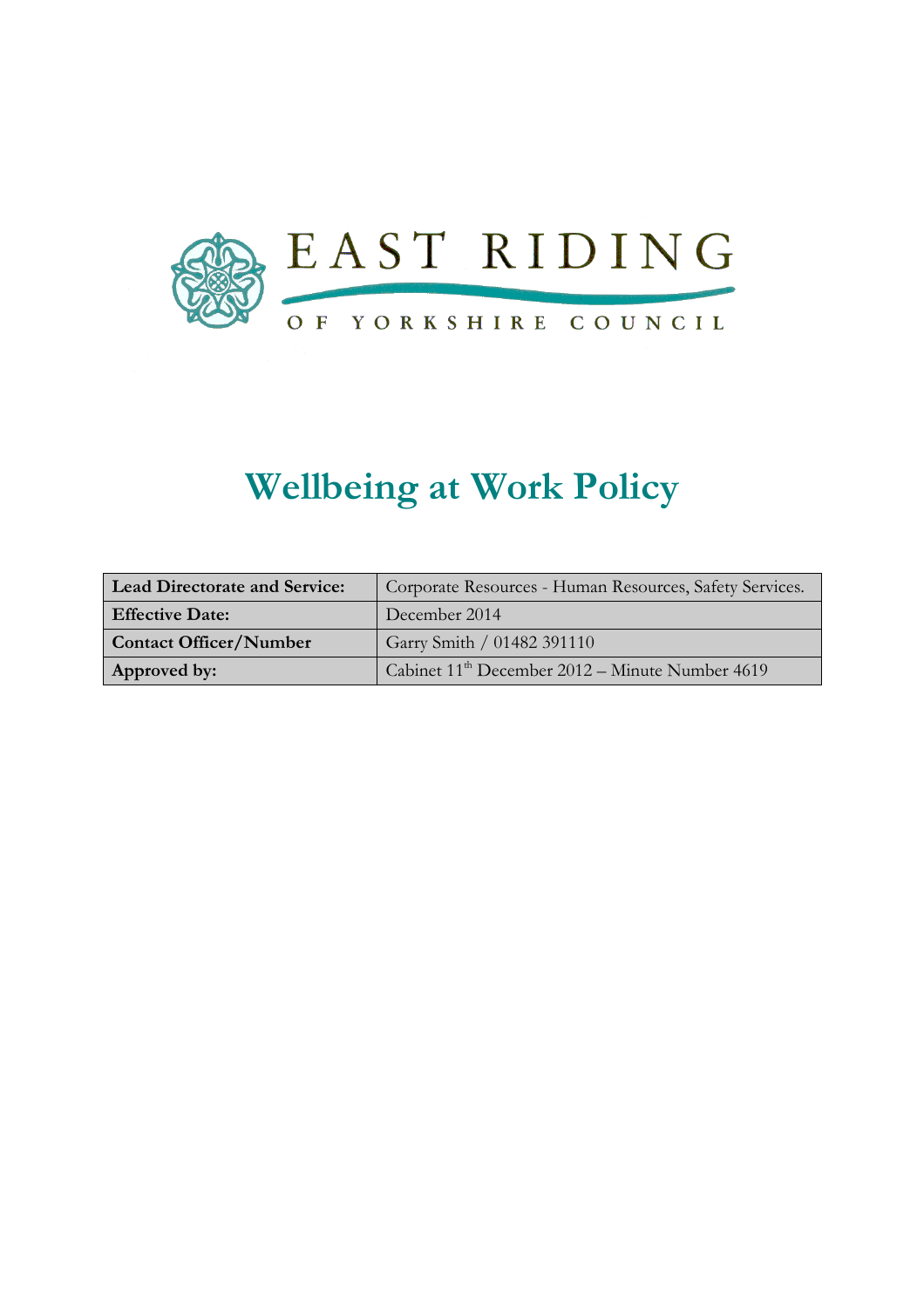EAST RIDING

OF YORKSHIRE COUNCIL

# Wellbeing at Work Policy

| | |
|---|---|
| **Lead Directorate and Service:** | Corporate Resources - Human Resources, Safety Services. |
| **Effective Date:** | December 2014 |
| **Contact Officer/Number** | Garry Smith / 01482 391110 |
| **Approved by:** | Cabinet 11th December 2012 – Minute Number 4619 |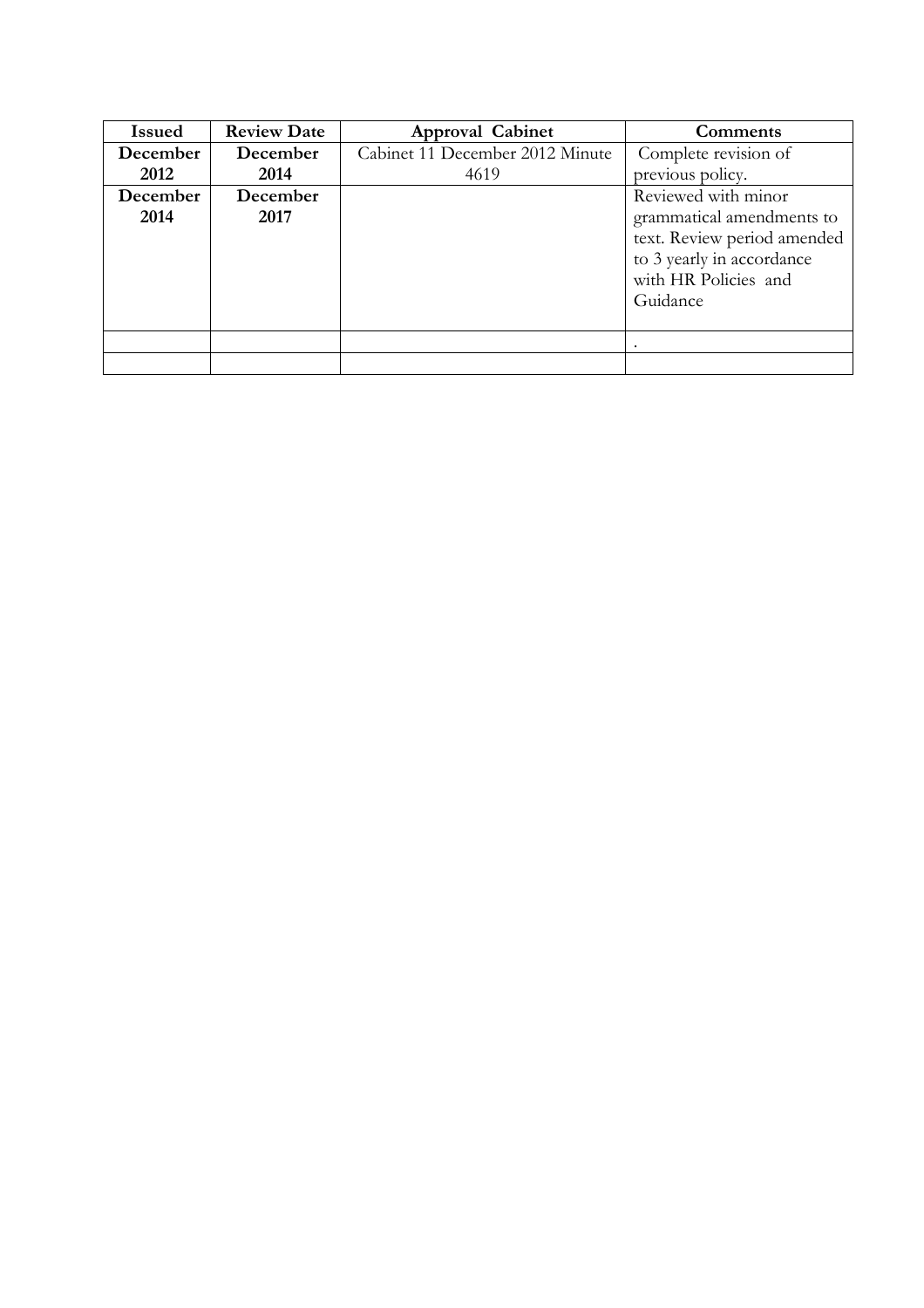| Issued | Review Date | Approval Cabinet | Comments |
| --- | --- | --- | --- |
| **December 2012** | **December 2014** | Cabinet 11 December 2012 Minute 4619 | Complete revision of previous policy. |
| **December 2014** | **December 2017** | | Reviewed with minor grammatical amendments to text. Review period amended to 3 yearly in accordance with HR Policies and Guidance |
| | | | . |
| | | | |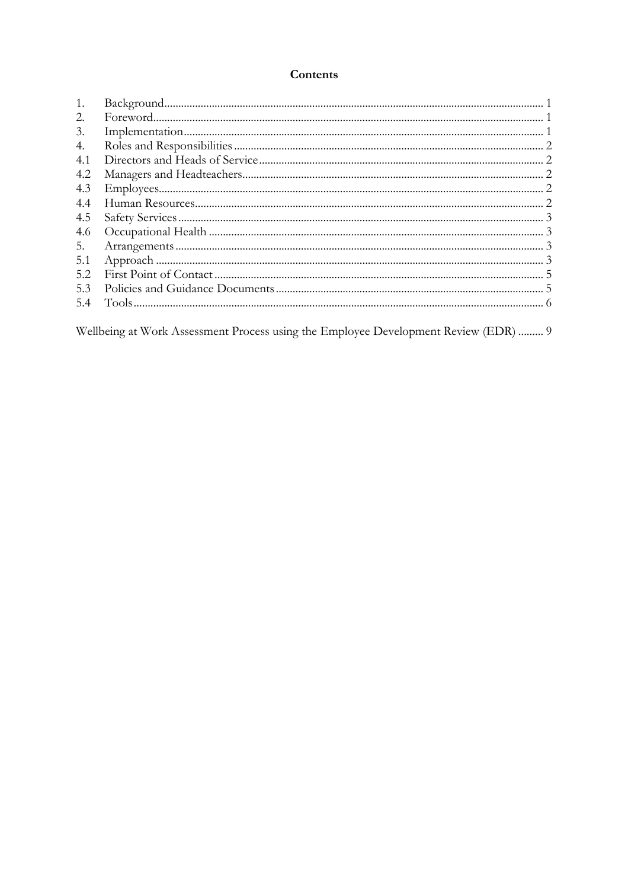# Contents

| | | |
|---|---|---|
| 1. | Background | 1 |
| 2. | Foreword | 1 |
| 3. | Implementation | 1 |
| 4. | Roles and Responsibilities | 2 |
| 4.1 | Directors and Heads of Service | 2 |
| 4.2 | Managers and Headteachers | 2 |
| 4.3 | Employees | 2 |
| 4.4 | Human Resources | 2 |
| 4.5 | Safety Services | 3 |
| 4.6 | Occupational Health | 3 |
| 5. | Arrangements | 3 |
| 5.1 | Approach | 3 |
| 5.2 | First Point of Contact | 5 |
| 5.3 | Policies and Guidance Documents | 5 |
| 5.4 | Tools | 6 |

Wellbeing at Work Assessment Process using the Employee Development Review (EDR) ......... 9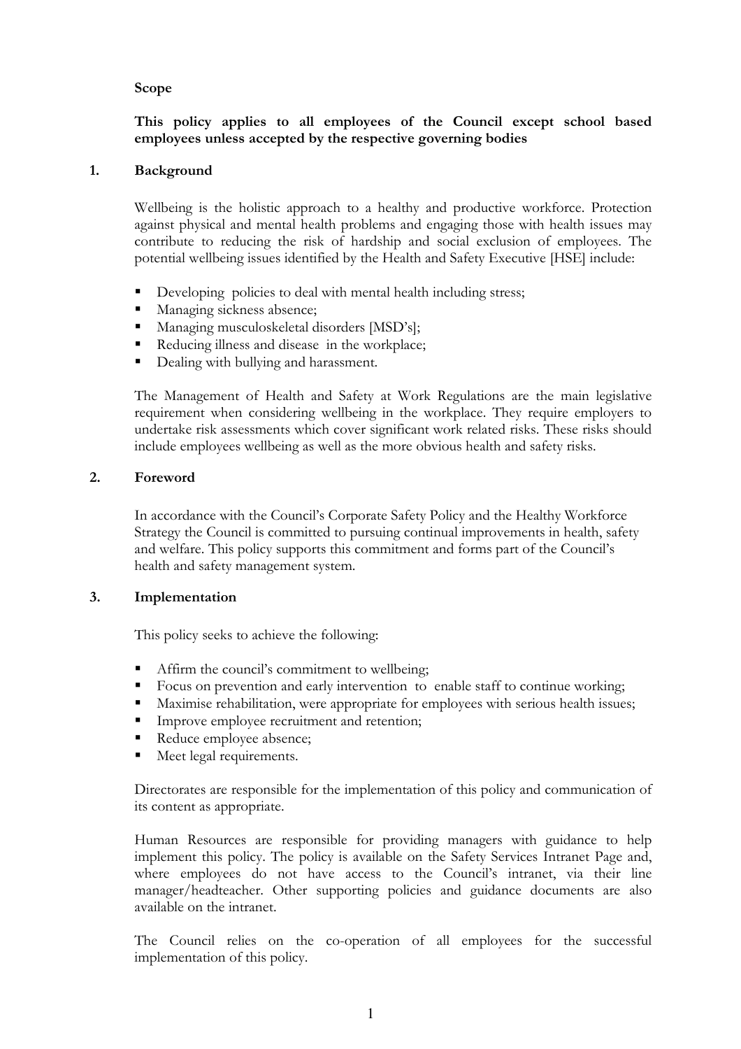**Scope**

**This policy applies to all employees of the Council except school based employees unless accepted by the respective governing bodies**

## 1. Background

Wellbeing is the holistic approach to a healthy and productive workforce. Protection against physical and mental health problems and engaging those with health issues may contribute to reducing the risk of hardship and social exclusion of employees. The potential wellbeing issues identified by the Health and Safety Executive [HSE] include:

- Developing policies to deal with mental health including stress;
- Managing sickness absence;
- Managing musculoskeletal disorders [MSD's];
- Reducing illness and disease in the workplace;
- Dealing with bullying and harassment.

The Management of Health and Safety at Work Regulations are the main legislative requirement when considering wellbeing in the workplace. They require employers to undertake risk assessments which cover significant work related risks. These risks should include employees wellbeing as well as the more obvious health and safety risks.

## 2. Foreword

In accordance with the Council's Corporate Safety Policy and the Healthy Workforce Strategy the Council is committed to pursuing continual improvements in health, safety and welfare. This policy supports this commitment and forms part of the Council's health and safety management system.

## 3. Implementation

This policy seeks to achieve the following:

- Affirm the council's commitment to wellbeing;
- Focus on prevention and early intervention to enable staff to continue working;
- Maximise rehabilitation, were appropriate for employees with serious health issues;
- Improve employee recruitment and retention;
- Reduce employee absence;
- Meet legal requirements.

Directorates are responsible for the implementation of this policy and communication of its content as appropriate.

Human Resources are responsible for providing managers with guidance to help implement this policy. The policy is available on the Safety Services Intranet Page and, where employees do not have access to the Council's intranet, via their line manager/headteacher. Other supporting policies and guidance documents are also available on the intranet.

The Council relies on the co-operation of all employees for the successful implementation of this policy.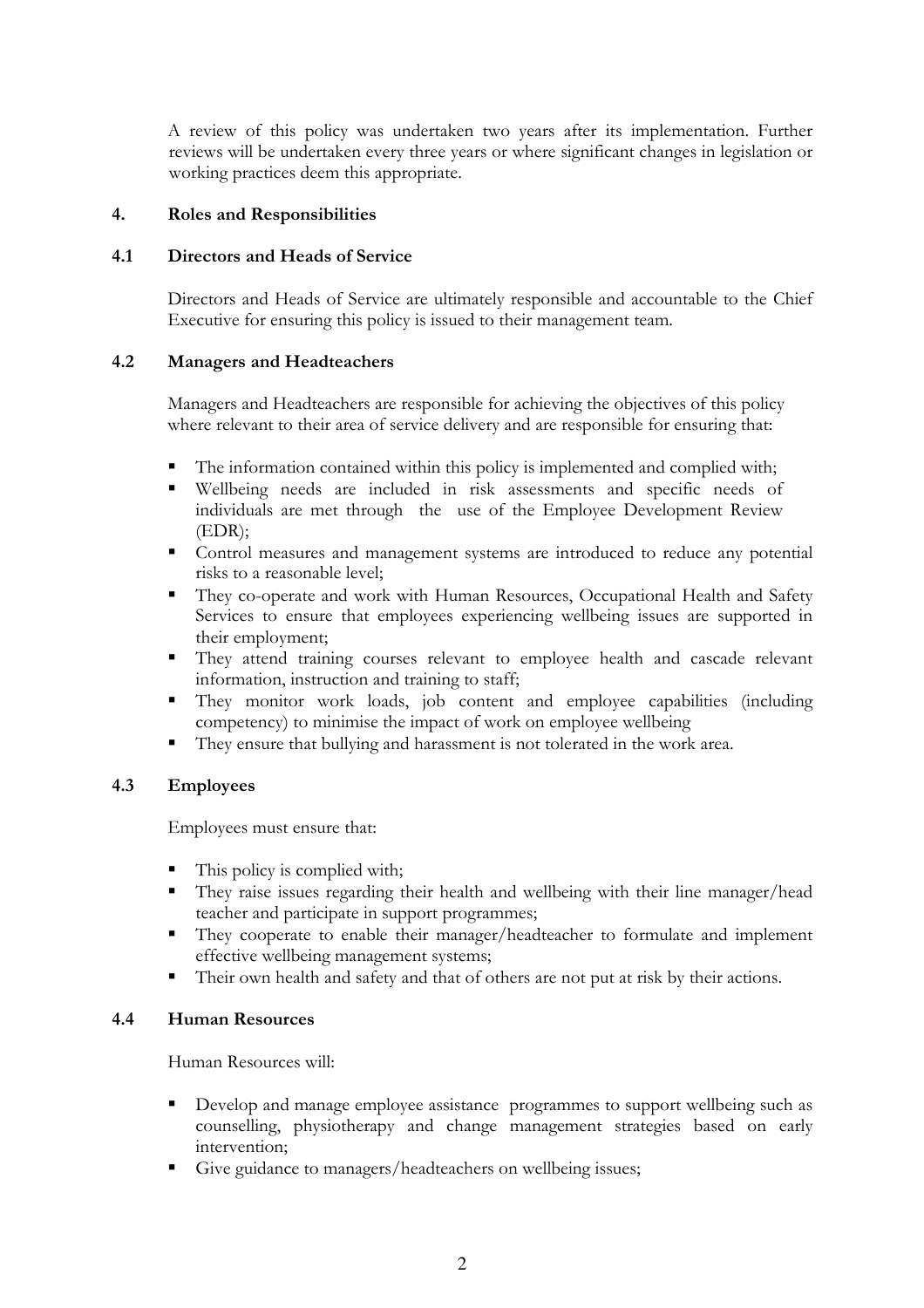A review of this policy was undertaken two years after its implementation. Further reviews will be undertaken every three years or where significant changes in legislation or working practices deem this appropriate.

## 4. Roles and Responsibilities

### 4.1 Directors and Heads of Service

Directors and Heads of Service are ultimately responsible and accountable to the Chief Executive for ensuring this policy is issued to their management team.

### 4.2 Managers and Headteachers

Managers and Headteachers are responsible for achieving the objectives of this policy where relevant to their area of service delivery and are responsible for ensuring that:

- The information contained within this policy is implemented and complied with;
- Wellbeing needs are included in risk assessments and specific needs of individuals are met through the use of the Employee Development Review (EDR);
- Control measures and management systems are introduced to reduce any potential risks to a reasonable level;
- They co-operate and work with Human Resources, Occupational Health and Safety Services to ensure that employees experiencing wellbeing issues are supported in their employment;
- They attend training courses relevant to employee health and cascade relevant information, instruction and training to staff;
- They monitor work loads, job content and employee capabilities (including competency) to minimise the impact of work on employee wellbeing
- They ensure that bullying and harassment is not tolerated in the work area.

### 4.3 Employees

Employees must ensure that:

- This policy is complied with;
- They raise issues regarding their health and wellbeing with their line manager/head teacher and participate in support programmes;
- They cooperate to enable their manager/headteacher to formulate and implement effective wellbeing management systems;
- Their own health and safety and that of others are not put at risk by their actions.

### 4.4 Human Resources

Human Resources will:

- Develop and manage employee assistance programmes to support wellbeing such as counselling, physiotherapy and change management strategies based on early intervention;
- Give guidance to managers/headteachers on wellbeing issues;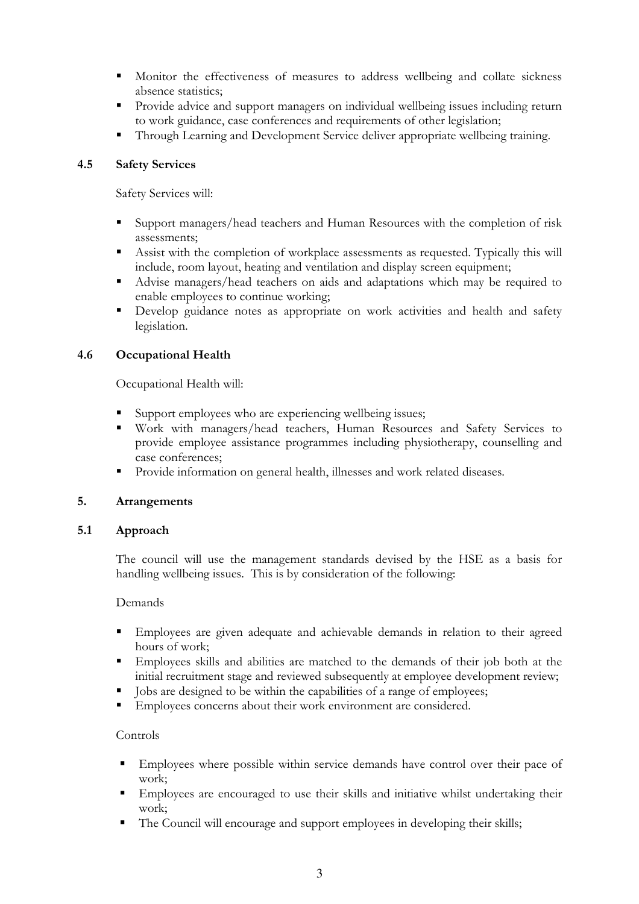- Monitor the effectiveness of measures to address wellbeing and collate sickness absence statistics;
- Provide advice and support managers on individual wellbeing issues including return to work guidance, case conferences and requirements of other legislation;
- Through Learning and Development Service deliver appropriate wellbeing training.

### 4.5 Safety Services

Safety Services will:

- Support managers/head teachers and Human Resources with the completion of risk assessments;
- Assist with the completion of workplace assessments as requested. Typically this will include, room layout, heating and ventilation and display screen equipment;
- Advise managers/head teachers on aids and adaptations which may be required to enable employees to continue working;
- Develop guidance notes as appropriate on work activities and health and safety legislation.

### 4.6 Occupational Health

Occupational Health will:

- Support employees who are experiencing wellbeing issues;
- Work with managers/head teachers, Human Resources and Safety Services to provide employee assistance programmes including physiotherapy, counselling and case conferences;
- Provide information on general health, illnesses and work related diseases.

## 5. Arrangements

### 5.1 Approach

The council will use the management standards devised by the HSE as a basis for handling wellbeing issues. This is by consideration of the following:

Demands

- Employees are given adequate and achievable demands in relation to their agreed hours of work;
- Employees skills and abilities are matched to the demands of their job both at the initial recruitment stage and reviewed subsequently at employee development review;
- Jobs are designed to be within the capabilities of a range of employees;
- Employees concerns about their work environment are considered.

Controls

- Employees where possible within service demands have control over their pace of work;
- Employees are encouraged to use their skills and initiative whilst undertaking their work;
- The Council will encourage and support employees in developing their skills;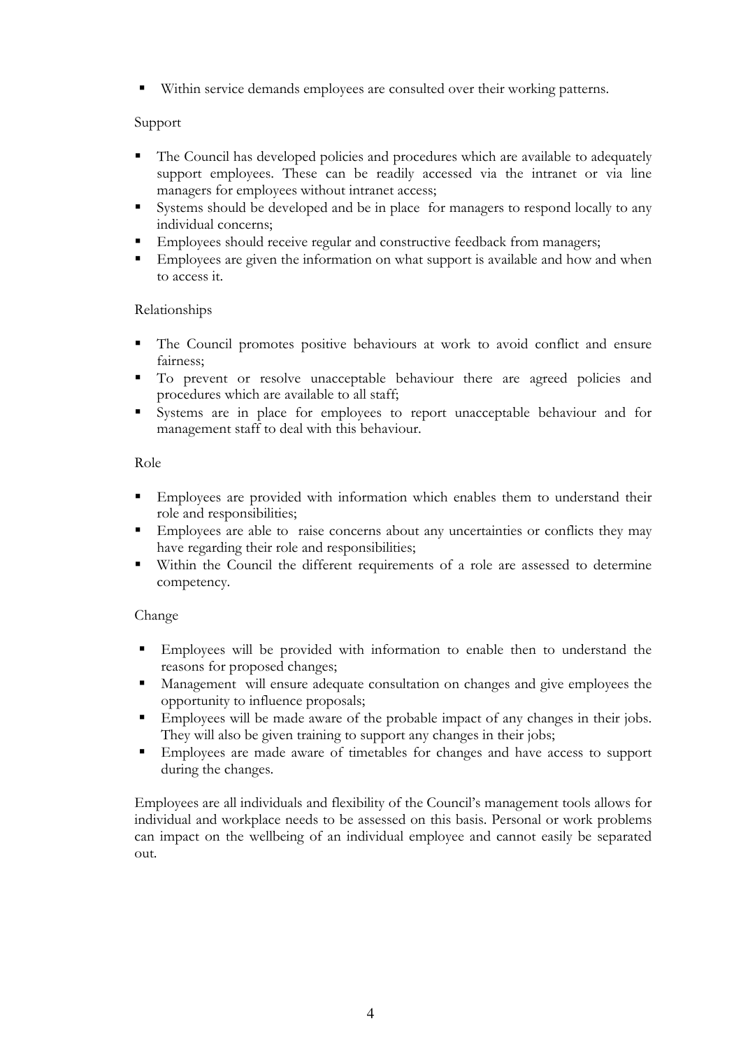- Within service demands employees are consulted over their working patterns.

Support

- The Council has developed policies and procedures which are available to adequately support employees. These can be readily accessed via the intranet or via line managers for employees without intranet access;
- Systems should be developed and be in place for managers to respond locally to any individual concerns;
- Employees should receive regular and constructive feedback from managers;
- Employees are given the information on what support is available and how and when to access it.

Relationships

- The Council promotes positive behaviours at work to avoid conflict and ensure fairness;
- To prevent or resolve unacceptable behaviour there are agreed policies and procedures which are available to all staff;
- Systems are in place for employees to report unacceptable behaviour and for management staff to deal with this behaviour.

Role

- Employees are provided with information which enables them to understand their role and responsibilities;
- Employees are able to raise concerns about any uncertainties or conflicts they may have regarding their role and responsibilities;
- Within the Council the different requirements of a role are assessed to determine competency.

Change

- Employees will be provided with information to enable then to understand the reasons for proposed changes;
- Management will ensure adequate consultation on changes and give employees the opportunity to influence proposals;
- Employees will be made aware of the probable impact of any changes in their jobs. They will also be given training to support any changes in their jobs;
- Employees are made aware of timetables for changes and have access to support during the changes.

Employees are all individuals and flexibility of the Council's management tools allows for individual and workplace needs to be assessed on this basis. Personal or work problems can impact on the wellbeing of an individual employee and cannot easily be separated out.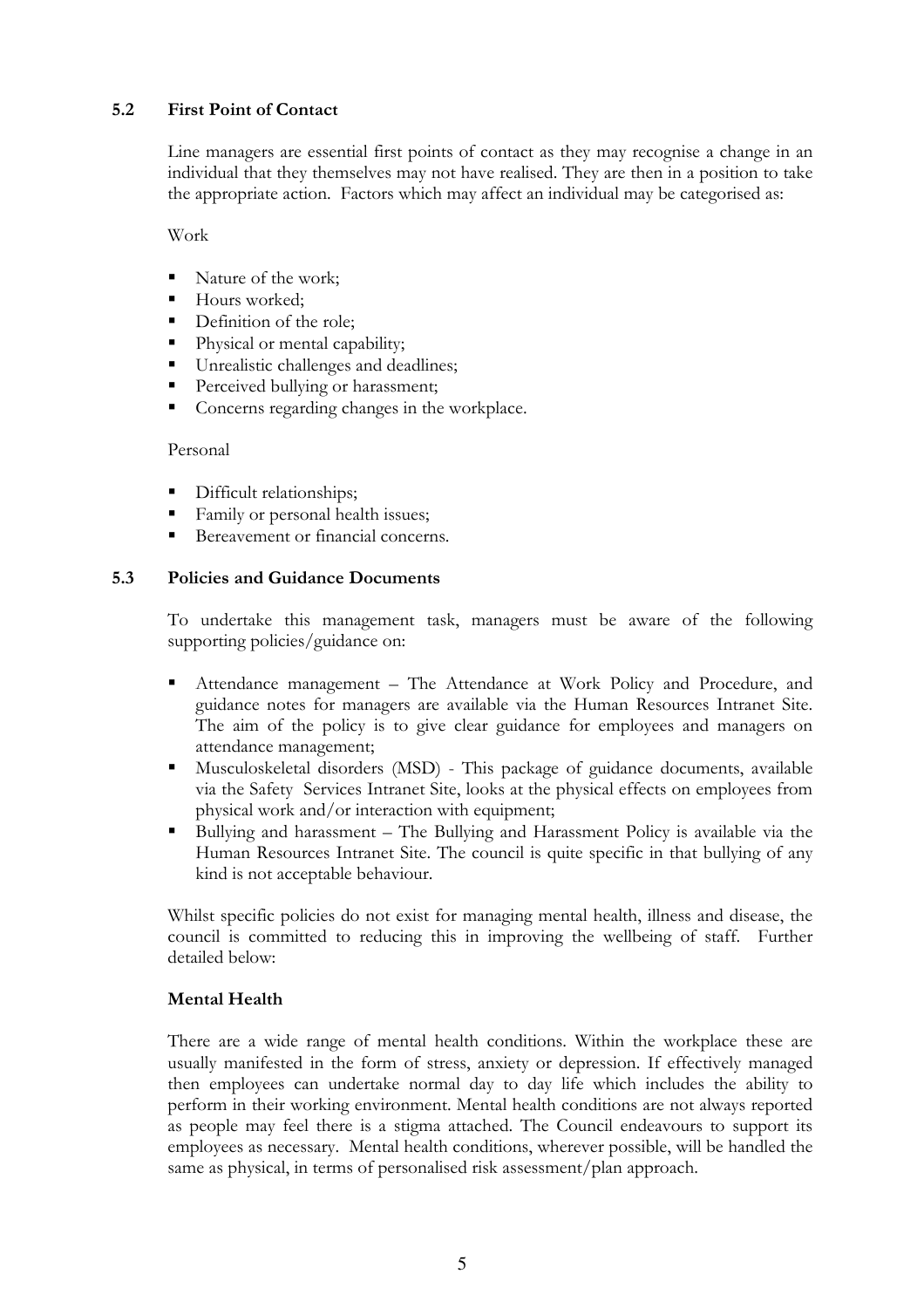### 5.2 First Point of Contact

Line managers are essential first points of contact as they may recognise a change in an individual that they themselves may not have realised. They are then in a position to take the appropriate action. Factors which may affect an individual may be categorised as:

Work

- Nature of the work;
- Hours worked;
- Definition of the role;
- Physical or mental capability;
- Unrealistic challenges and deadlines;
- Perceived bullying or harassment;
- Concerns regarding changes in the workplace.

Personal

- Difficult relationships;
- Family or personal health issues;
- Bereavement or financial concerns.

### 5.3 Policies and Guidance Documents

To undertake this management task, managers must be aware of the following supporting policies/guidance on:

- Attendance management – The Attendance at Work Policy and Procedure, and guidance notes for managers are available via the Human Resources Intranet Site. The aim of the policy is to give clear guidance for employees and managers on attendance management;
- Musculoskeletal disorders (MSD) - This package of guidance documents, available via the Safety Services Intranet Site, looks at the physical effects on employees from physical work and/or interaction with equipment;
- Bullying and harassment – The Bullying and Harassment Policy is available via the Human Resources Intranet Site. The council is quite specific in that bullying of any kind is not acceptable behaviour.

Whilst specific policies do not exist for managing mental health, illness and disease, the council is committed to reducing this in improving the wellbeing of staff. Further detailed below:

**Mental Health**

There are a wide range of mental health conditions. Within the workplace these are usually manifested in the form of stress, anxiety or depression. If effectively managed then employees can undertake normal day to day life which includes the ability to perform in their working environment. Mental health conditions are not always reported as people may feel there is a stigma attached. The Council endeavours to support its employees as necessary. Mental health conditions, wherever possible, will be handled the same as physical, in terms of personalised risk assessment/plan approach.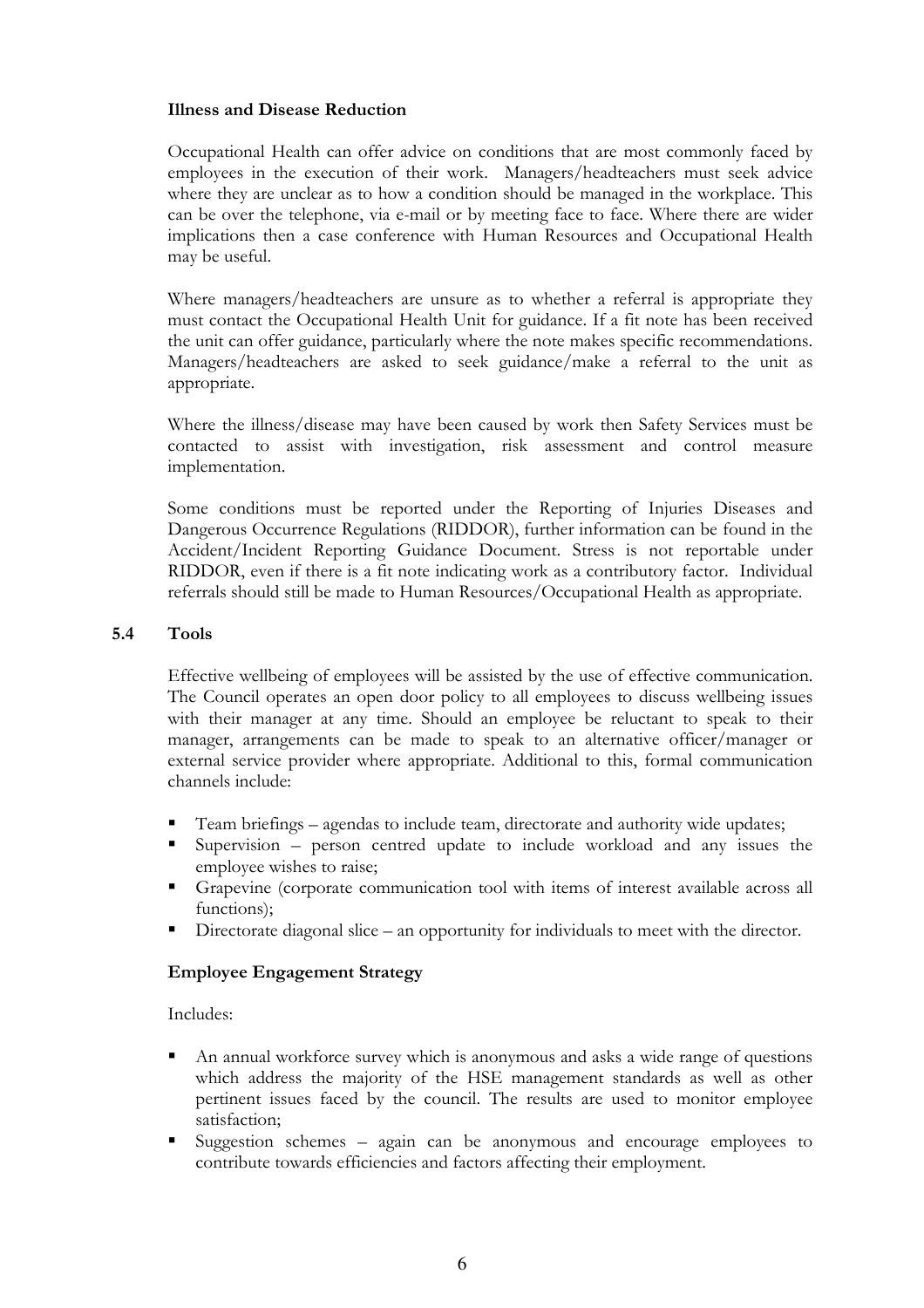**Illness and Disease Reduction**

Occupational Health can offer advice on conditions that are most commonly faced by employees in the execution of their work. Managers/headteachers must seek advice where they are unclear as to how a condition should be managed in the workplace. This can be over the telephone, via e-mail or by meeting face to face. Where there are wider implications then a case conference with Human Resources and Occupational Health may be useful.

Where managers/headteachers are unsure as to whether a referral is appropriate they must contact the Occupational Health Unit for guidance. If a fit note has been received the unit can offer guidance, particularly where the note makes specific recommendations. Managers/headteachers are asked to seek guidance/make a referral to the unit as appropriate.

Where the illness/disease may have been caused by work then Safety Services must be contacted to assist with investigation, risk assessment and control measure implementation.

Some conditions must be reported under the Reporting of Injuries Diseases and Dangerous Occurrence Regulations (RIDDOR), further information can be found in the Accident/Incident Reporting Guidance Document. Stress is not reportable under RIDDOR, even if there is a fit note indicating work as a contributory factor. Individual referrals should still be made to Human Resources/Occupational Health as appropriate.

## 5.4 Tools

Effective wellbeing of employees will be assisted by the use of effective communication. The Council operates an open door policy to all employees to discuss wellbeing issues with their manager at any time. Should an employee be reluctant to speak to their manager, arrangements can be made to speak to an alternative officer/manager or external service provider where appropriate. Additional to this, formal communication channels include:

- Team briefings – agendas to include team, directorate and authority wide updates;
- Supervision – person centred update to include workload and any issues the employee wishes to raise;
- Grapevine (corporate communication tool with items of interest available across all functions);
- Directorate diagonal slice – an opportunity for individuals to meet with the director.

**Employee Engagement Strategy**

Includes:

- An annual workforce survey which is anonymous and asks a wide range of questions which address the majority of the HSE management standards as well as other pertinent issues faced by the council. The results are used to monitor employee satisfaction;
- Suggestion schemes – again can be anonymous and encourage employees to contribute towards efficiencies and factors affecting their employment.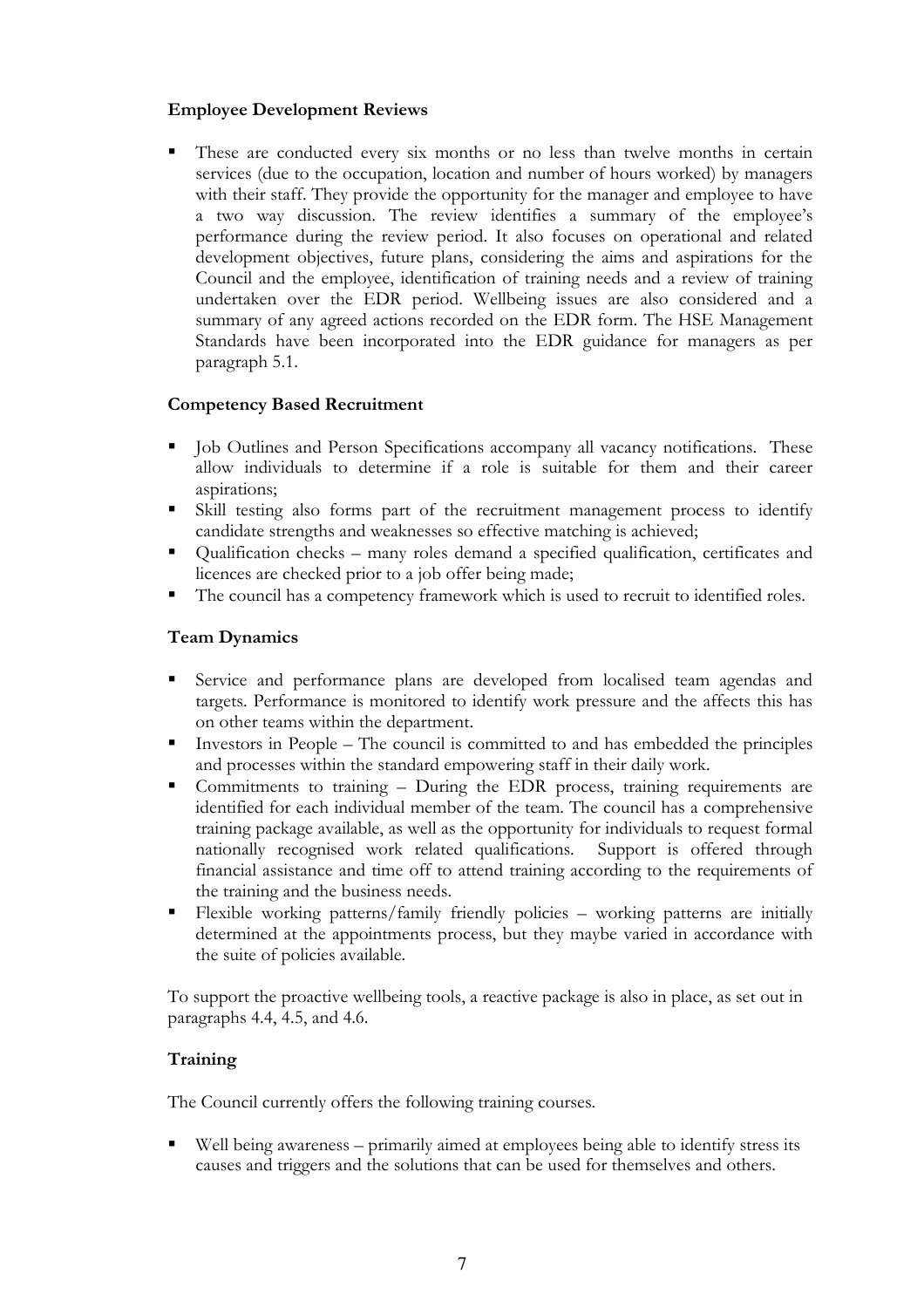**Employee Development Reviews**

- These are conducted every six months or no less than twelve months in certain services (due to the occupation, location and number of hours worked) by managers with their staff. They provide the opportunity for the manager and employee to have a two way discussion. The review identifies a summary of the employee's performance during the review period. It also focuses on operational and related development objectives, future plans, considering the aims and aspirations for the Council and the employee, identification of training needs and a review of training undertaken over the EDR period. Wellbeing issues are also considered and a summary of any agreed actions recorded on the EDR form. The HSE Management Standards have been incorporated into the EDR guidance for managers as per paragraph 5.1.

**Competency Based Recruitment**

- Job Outlines and Person Specifications accompany all vacancy notifications. These allow individuals to determine if a role is suitable for them and their career aspirations;
- Skill testing also forms part of the recruitment management process to identify candidate strengths and weaknesses so effective matching is achieved;
- Qualification checks – many roles demand a specified qualification, certificates and licences are checked prior to a job offer being made;
- The council has a competency framework which is used to recruit to identified roles.

**Team Dynamics**

- Service and performance plans are developed from localised team agendas and targets. Performance is monitored to identify work pressure and the affects this has on other teams within the department.
- Investors in People – The council is committed to and has embedded the principles and processes within the standard empowering staff in their daily work.
- Commitments to training – During the EDR process, training requirements are identified for each individual member of the team. The council has a comprehensive training package available, as well as the opportunity for individuals to request formal nationally recognised work related qualifications. Support is offered through financial assistance and time off to attend training according to the requirements of the training and the business needs.
- Flexible working patterns/family friendly policies – working patterns are initially determined at the appointments process, but they maybe varied in accordance with the suite of policies available.

To support the proactive wellbeing tools, a reactive package is also in place, as set out in paragraphs 4.4, 4.5, and 4.6.

**Training**

The Council currently offers the following training courses.

- Well being awareness – primarily aimed at employees being able to identify stress its causes and triggers and the solutions that can be used for themselves and others.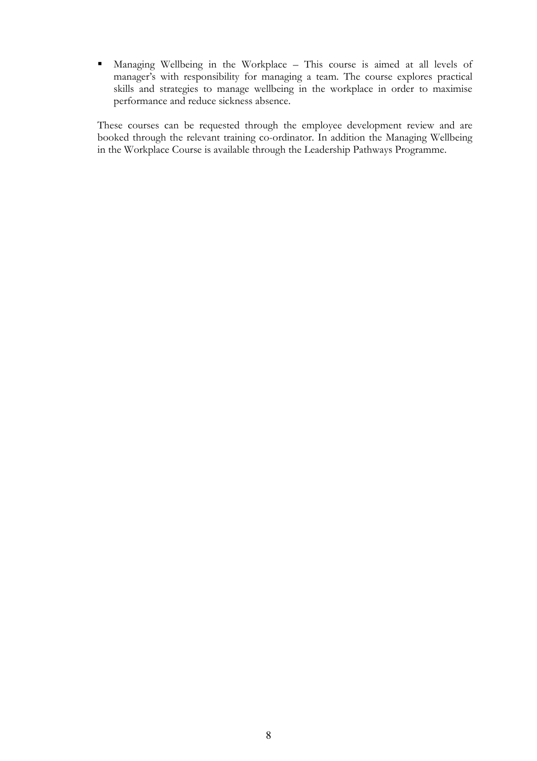- Managing Wellbeing in the Workplace – This course is aimed at all levels of manager's with responsibility for managing a team. The course explores practical skills and strategies to manage wellbeing in the workplace in order to maximise performance and reduce sickness absence.

These courses can be requested through the employee development review and are booked through the relevant training co-ordinator. In addition the Managing Wellbeing in the Workplace Course is available through the Leadership Pathways Programme.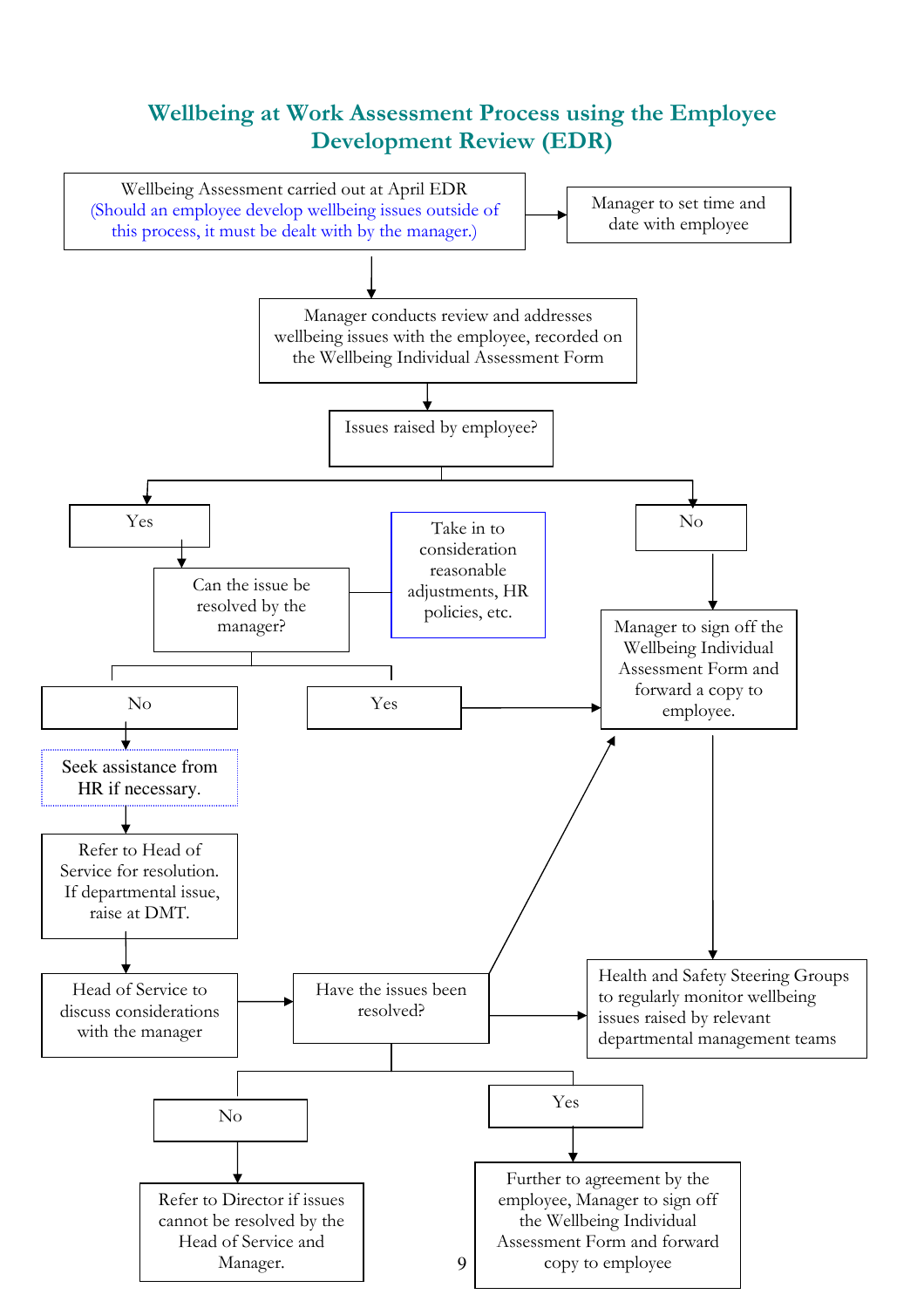## Wellbeing at Work Assessment Process using the Employee Development Review (EDR)

Wellbeing Assessment carried out at April EDR (Should an employee develop wellbeing issues outside of this process, it must be dealt with by the manager.)

Manager to set time and date with employee

Manager conducts review and addresses wellbeing issues with the employee, recorded on the Wellbeing Individual Assessment Form

Issues raised by employee?

Yes

No

Can the issue be resolved by the manager?

Take in to consideration reasonable adjustments, HR policies, etc.

Manager to sign off the Wellbeing Individual Assessment Form and forward a copy to employee.

No

Yes

Seek assistance from HR if necessary.

Refer to Head of Service for resolution. If departmental issue, raise at DMT.

Head of Service to discuss considerations with the manager

Have the issues been resolved?

Health and Safety Steering Groups to regularly monitor wellbeing issues raised by relevant departmental management teams

No

Yes

Refer to Director if issues cannot be resolved by the Head of Service and Manager.

Further to agreement by the employee, Manager to sign off the Wellbeing Individual Assessment Form and forward copy to employee